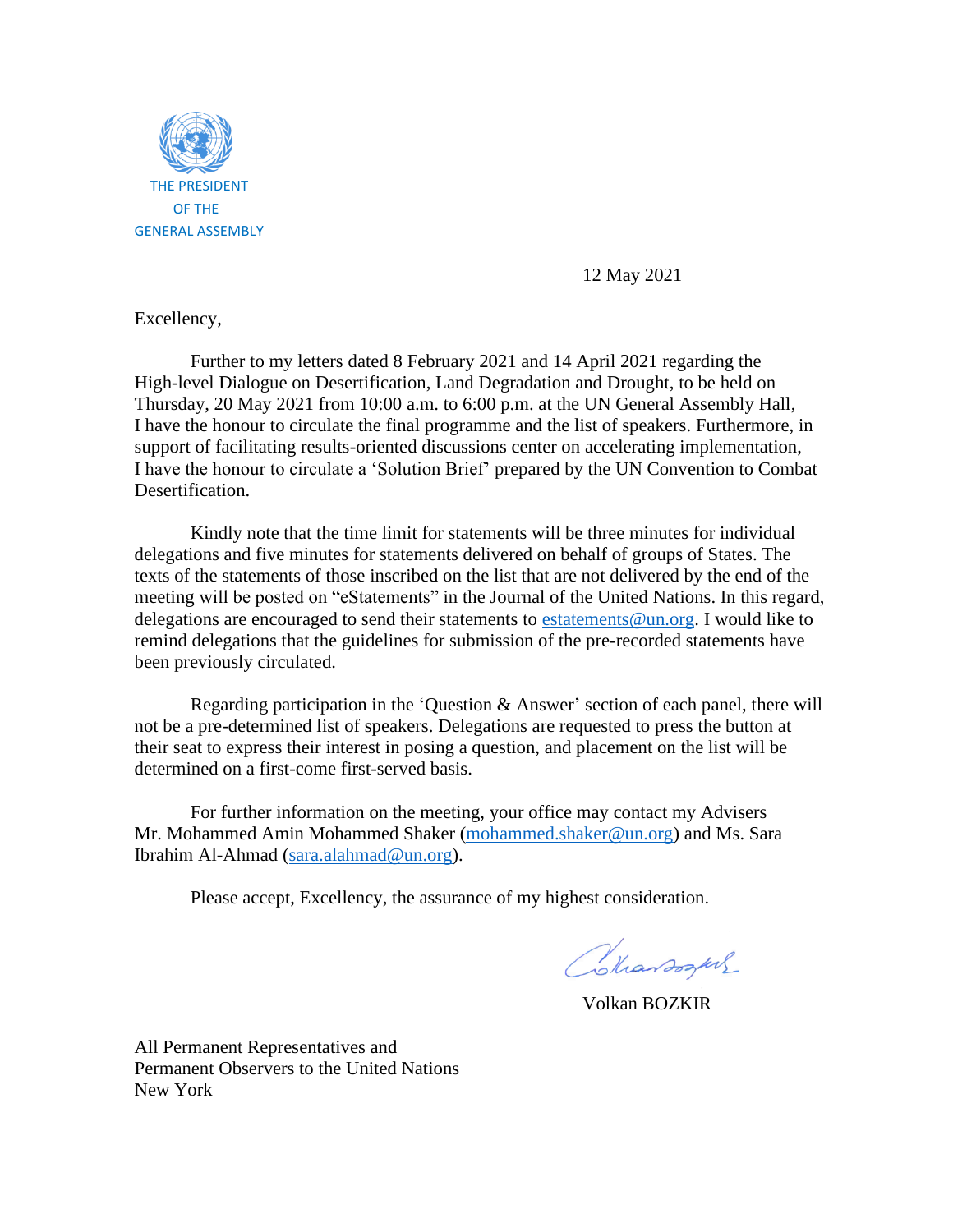THE PRESIDENT
OF THE
GENERAL ASSEMBLY

12 May 2021

Excellency,

Further to my letters dated 8 February 2021 and 14 April 2021 regarding the High-level Dialogue on Desertification, Land Degradation and Drought, to be held on Thursday, 20 May 2021 from 10:00 a.m. to 6:00 p.m. at the UN General Assembly Hall, I have the honour to circulate the final programme and the list of speakers. Furthermore, in support of facilitating results-oriented discussions center on accelerating implementation, I have the honour to circulate a 'Solution Brief' prepared by the UN Convention to Combat Desertification.

Kindly note that the time limit for statements will be three minutes for individual delegations and five minutes for statements delivered on behalf of groups of States. The texts of the statements of those inscribed on the list that are not delivered by the end of the meeting will be posted on "eStatements" in the Journal of the United Nations. In this regard, delegations are encouraged to send their statements to estatements@un.org. I would like to remind delegations that the guidelines for submission of the pre-recorded statements have been previously circulated.

Regarding participation in the 'Question & Answer' section of each panel, there will not be a pre-determined list of speakers. Delegations are requested to press the button at their seat to express their interest in posing a question, and placement on the list will be determined on a first-come first-served basis.

For further information on the meeting, your office may contact my Advisers Mr. Mohammed Amin Mohammed Shaker (mohammed.shaker@un.org) and Ms. Sara Ibrahim Al-Ahmad (sara.alahmad@un.org).

Please accept, Excellency, the assurance of my highest consideration.

Volkan BOZKIR

All Permanent Representatives and
Permanent Observers to the United Nations
New York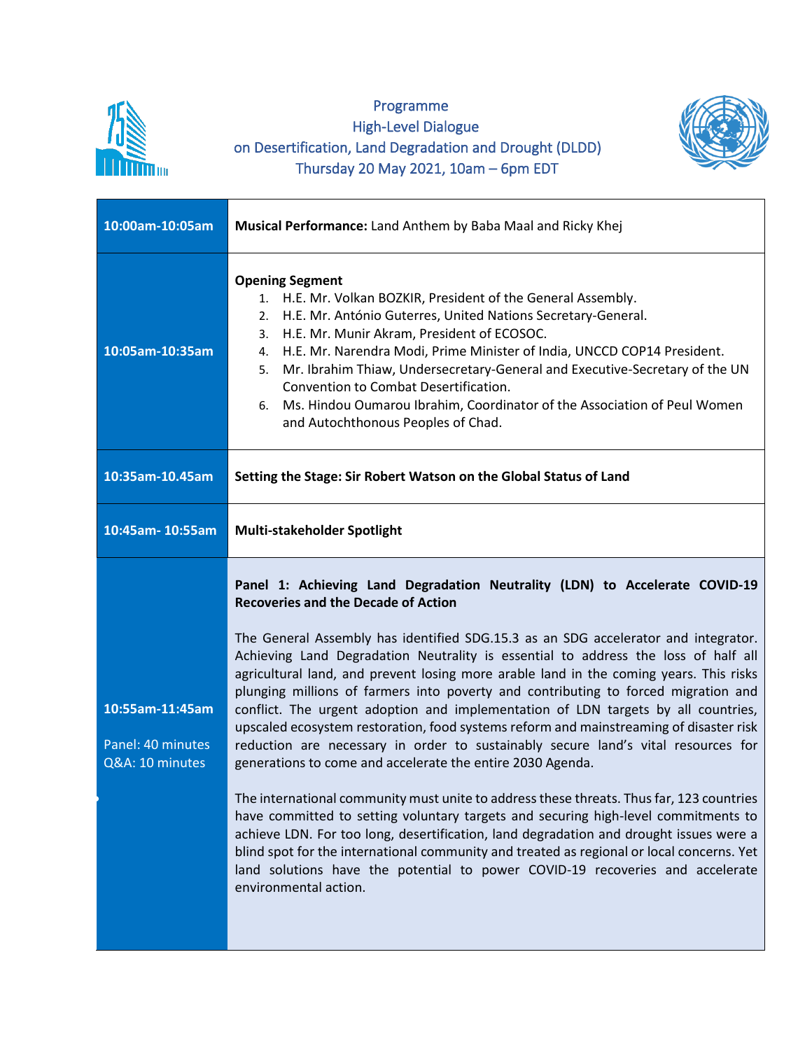Programme
High-Level Dialogue
on Desertification, Land Degradation and Drought (DLDD)
Thursday 20 May 2021, 10am – 6pm EDT

| | |
|---|---|
| **10:00am-10:05am** | **Musical Performance:** Land Anthem by Baba Maal and Ricky Khej |
| **10:05am-10:35am** | **Opening Segment**<br>1. H.E. Mr. Volkan BOZKIR, President of the General Assembly.<br>2. H.E. Mr. António Guterres, United Nations Secretary-General.<br>3. H.E. Mr. Munir Akram, President of ECOSOC.<br>4. H.E. Mr. Narendra Modi, Prime Minister of India, UNCCD COP14 President.<br>5. Mr. Ibrahim Thiaw, Undersecretary-General and Executive-Secretary of the UN Convention to Combat Desertification.<br>6. Ms. Hindou Oumarou Ibrahim, Coordinator of the Association of Peul Women and Autochthonous Peoples of Chad. |
| **10:35am-10.45am** | **Setting the Stage: Sir Robert Watson on the Global Status of Land** |
| **10:45am- 10:55am** | **Multi-stakeholder Spotlight** |
| **10:55am-11:45am**<br><br>Panel: 40 minutes<br>Q&A: 10 minutes | **Panel 1: Achieving Land Degradation Neutrality (LDN) to Accelerate COVID-19 Recoveries and the Decade of Action**<br><br>The General Assembly has identified SDG.15.3 as an SDG accelerator and integrator. Achieving Land Degradation Neutrality is essential to address the loss of half all agricultural land, and prevent losing more arable land in the coming years. This risks plunging millions of farmers into poverty and contributing to forced migration and conflict. The urgent adoption and implementation of LDN targets by all countries, upscaled ecosystem restoration, food systems reform and mainstreaming of disaster risk reduction are necessary in order to sustainably secure land's vital resources for generations to come and accelerate the entire 2030 Agenda.<br><br>The international community must unite to address these threats. Thus far, 123 countries have committed to setting voluntary targets and securing high-level commitments to achieve LDN. For too long, desertification, land degradation and drought issues were a blind spot for the international community and treated as regional or local concerns. Yet land solutions have the potential to power COVID-19 recoveries and accelerate environmental action. |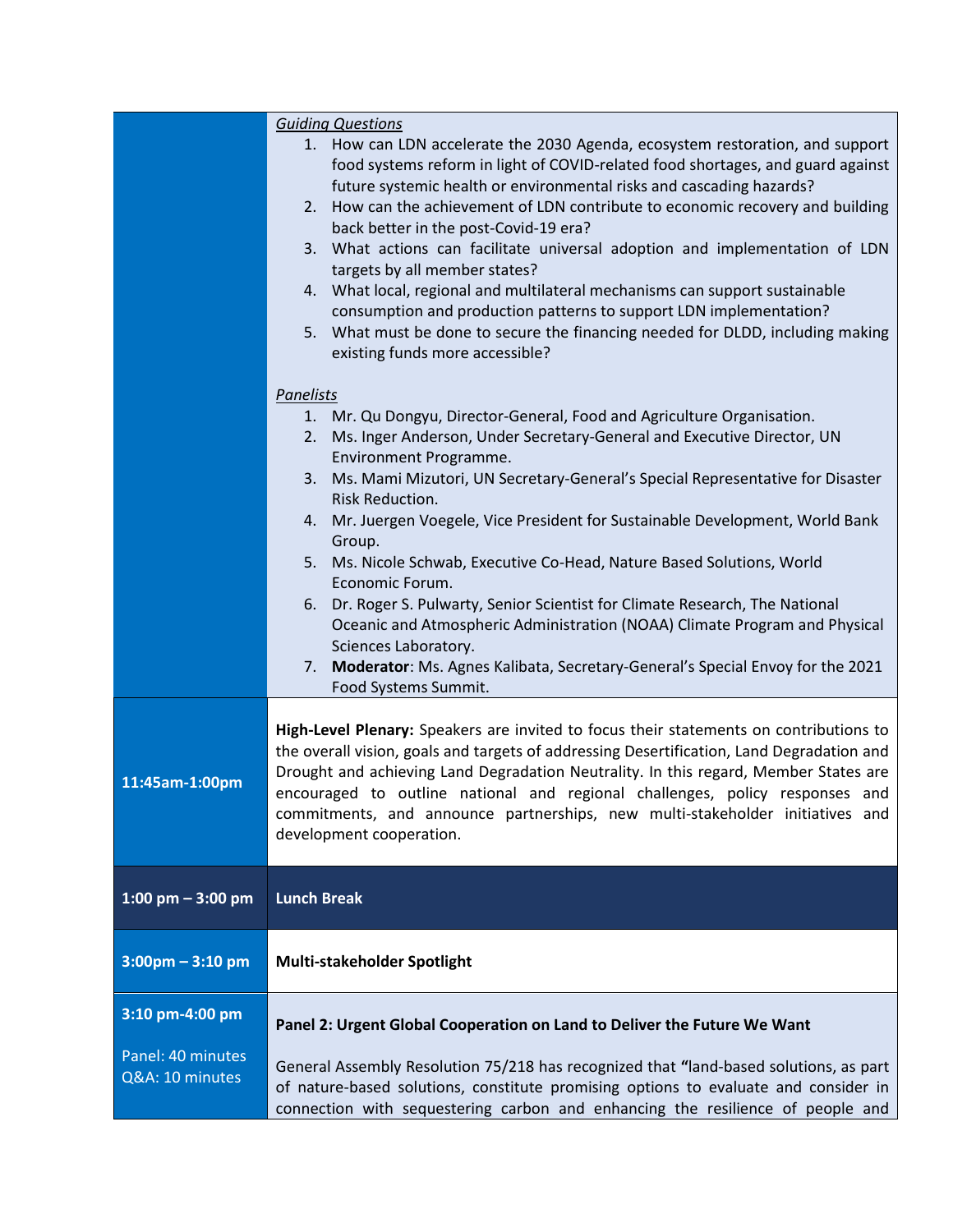| | |
|---|---|
| | *Guiding Questions*<br>1. How can LDN accelerate the 2030 Agenda, ecosystem restoration, and support food systems reform in light of COVID-related food shortages, and guard against future systemic health or environmental risks and cascading hazards?<br>2. How can the achievement of LDN contribute to economic recovery and building back better in the post-Covid-19 era?<br>3. What actions can facilitate universal adoption and implementation of LDN targets by all member states?<br>4. What local, regional and multilateral mechanisms can support sustainable consumption and production patterns to support LDN implementation?<br>5. What must be done to secure the financing needed for DLDD, including making existing funds more accessible?<br><br>*Panelists*<br>1. Mr. Qu Dongyu, Director-General, Food and Agriculture Organisation.<br>2. Ms. Inger Anderson, Under Secretary-General and Executive Director, UN Environment Programme.<br>3. Ms. Mami Mizutori, UN Secretary-General's Special Representative for Disaster Risk Reduction.<br>4. Mr. Juergen Voegele, Vice President for Sustainable Development, World Bank Group.<br>5. Ms. Nicole Schwab, Executive Co-Head, Nature Based Solutions, World Economic Forum.<br>6. Dr. Roger S. Pulwarty, Senior Scientist for Climate Research, The National Oceanic and Atmospheric Administration (NOAA) Climate Program and Physical Sciences Laboratory.<br>7. **Moderator**: Ms. Agnes Kalibata, Secretary-General's Special Envoy for the 2021 Food Systems Summit. |
| **11:45am-1:00pm** | **High-Level Plenary:** Speakers are invited to focus their statements on contributions to the overall vision, goals and targets of addressing Desertification, Land Degradation and Drought and achieving Land Degradation Neutrality. In this regard, Member States are encouraged to outline national and regional challenges, policy responses and commitments, and announce partnerships, new multi-stakeholder initiatives and development cooperation. |
| **1:00 pm – 3:00 pm** | **Lunch Break** |
| **3:00pm – 3:10 pm** | **Multi-stakeholder Spotlight** |
| **3:10 pm-4:00 pm**<br><br>Panel: 40 minutes<br>Q&A: 10 minutes | **Panel 2: Urgent Global Cooperation on Land to Deliver the Future We Want**<br><br>General Assembly Resolution 75/218 has recognized that **"**land-based solutions, as part of nature-based solutions, constitute promising options to evaluate and consider in connection with sequestering carbon and enhancing the resilience of people and |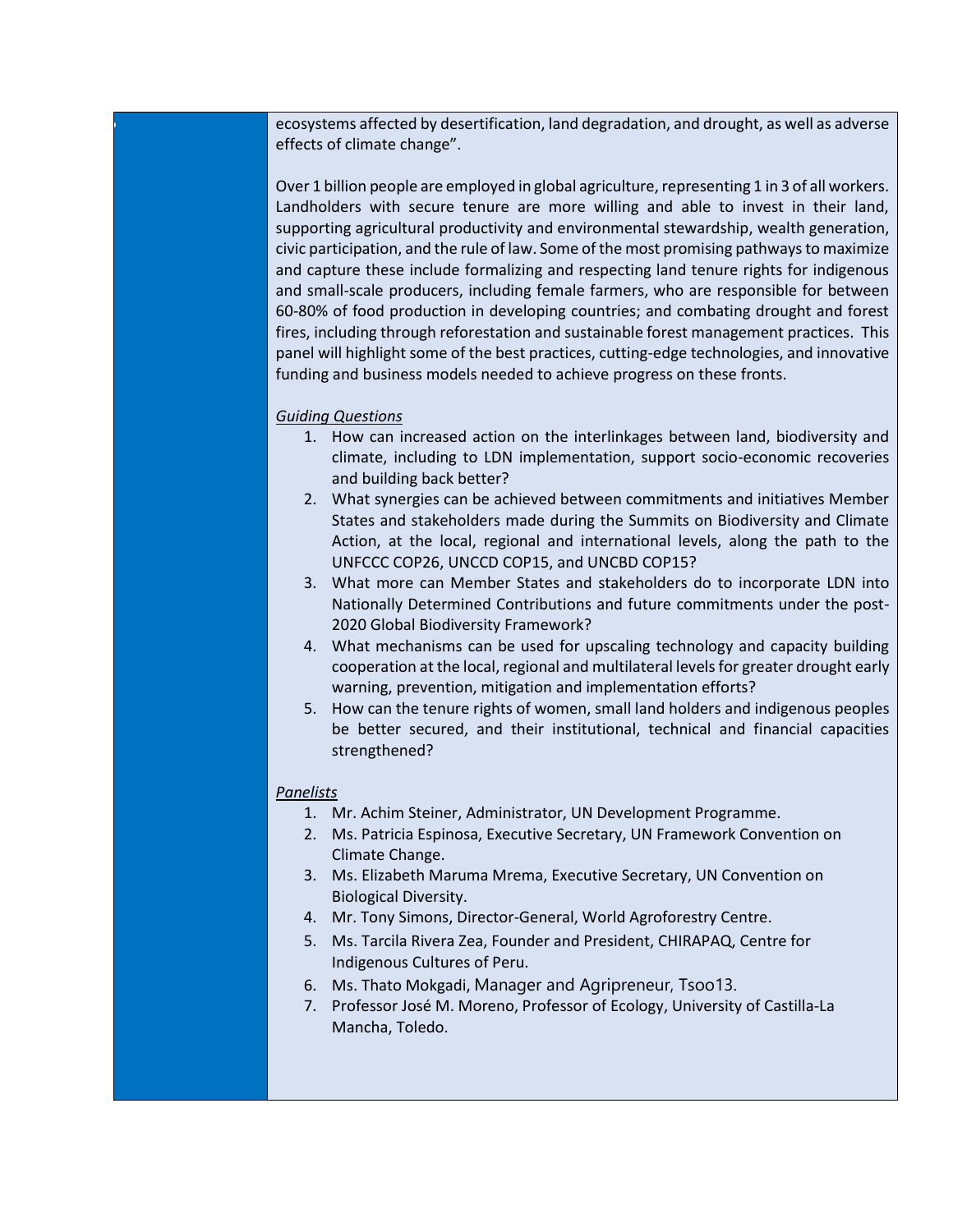ecosystems affected by desertification, land degradation, and drought, as well as adverse effects of climate change".

Over 1 billion people are employed in global agriculture, representing 1 in 3 of all workers. Landholders with secure tenure are more willing and able to invest in their land, supporting agricultural productivity and environmental stewardship, wealth generation, civic participation, and the rule of law. Some of the most promising pathways to maximize and capture these include formalizing and respecting land tenure rights for indigenous and small-scale producers, including female farmers, who are responsible for between 60-80% of food production in developing countries; and combating drought and forest fires, including through reforestation and sustainable forest management practices. This panel will highlight some of the best practices, cutting-edge technologies, and innovative funding and business models needed to achieve progress on these fronts.

*Guiding Questions*

1. How can increased action on the interlinkages between land, biodiversity and climate, including to LDN implementation, support socio-economic recoveries and building back better?
2. What synergies can be achieved between commitments and initiatives Member States and stakeholders made during the Summits on Biodiversity and Climate Action, at the local, regional and international levels, along the path to the UNFCCC COP26, UNCCD COP15, and UNCBD COP15?
3. What more can Member States and stakeholders do to incorporate LDN into Nationally Determined Contributions and future commitments under the post-2020 Global Biodiversity Framework?
4. What mechanisms can be used for upscaling technology and capacity building cooperation at the local, regional and multilateral levels for greater drought early warning, prevention, mitigation and implementation efforts?
5. How can the tenure rights of women, small land holders and indigenous peoples be better secured, and their institutional, technical and financial capacities strengthened?

*Panelists*

1. Mr. Achim Steiner, Administrator, UN Development Programme.
2. Ms. Patricia Espinosa, Executive Secretary, UN Framework Convention on Climate Change.
3. Ms. Elizabeth Maruma Mrema, Executive Secretary, UN Convention on Biological Diversity.
4. Mr. Tony Simons, Director-General, World Agroforestry Centre.
5. Ms. Tarcila Rivera Zea, Founder and President, CHIRAPAQ, Centre for Indigenous Cultures of Peru.
6. Ms. Thato Mokgadi, Manager and Agripreneur, Tsoo13.
7. Professor José M. Moreno, Professor of Ecology, University of Castilla-La Mancha, Toledo.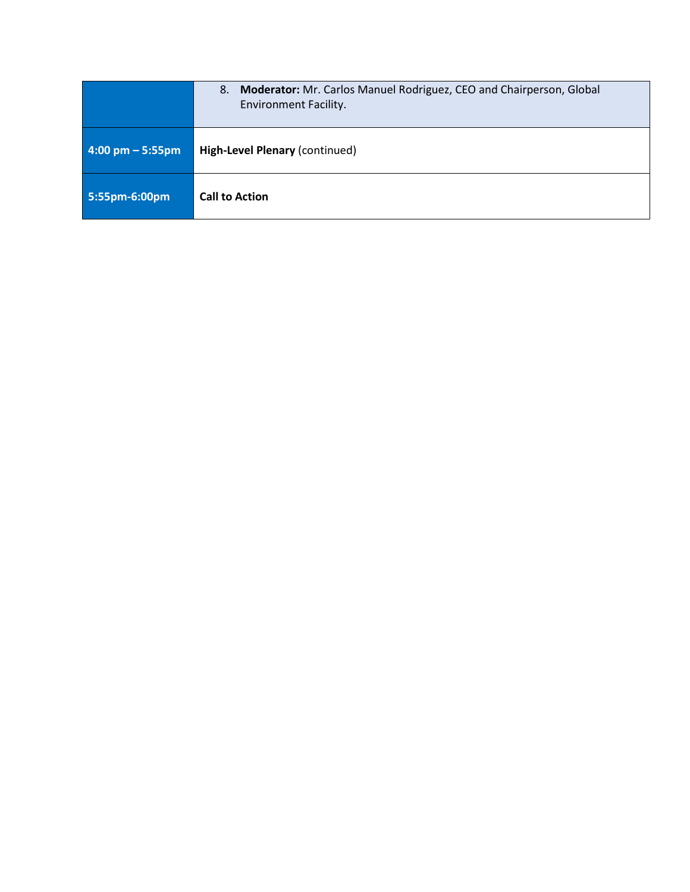| | |
|---|---|
| | 8. **Moderator:** Mr. Carlos Manuel Rodriguez, CEO and Chairperson, Global Environment Facility. |
| **4:00 pm – 5:55pm** | **High-Level Plenary** (continued) |
| **5:55pm-6:00pm** | **Call to Action** |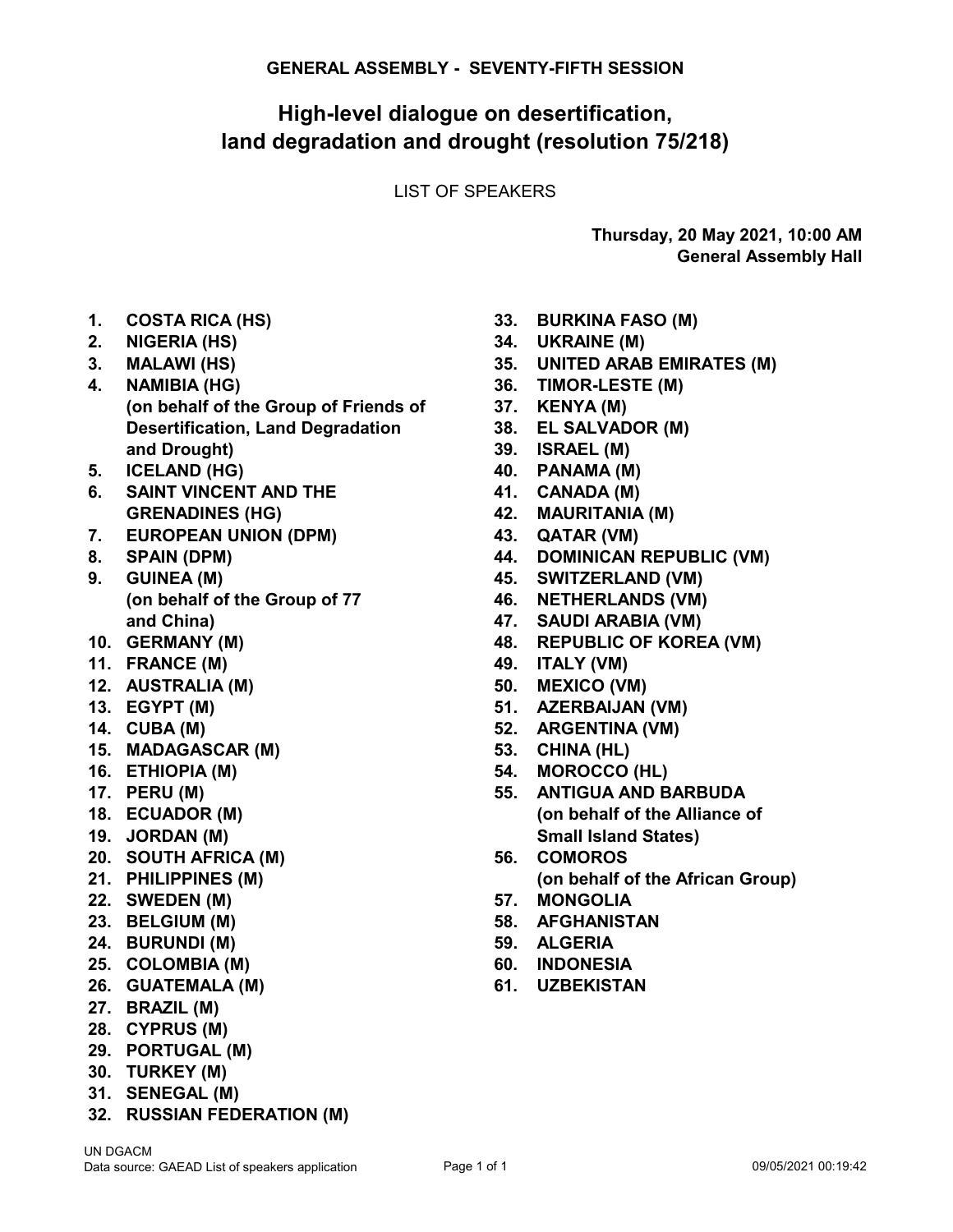**GENERAL ASSEMBLY - SEVENTY-FIFTH SESSION**

# High-level dialogue on desertification, land degradation and drought (resolution 75/218)

LIST OF SPEAKERS

**Thursday, 20 May 2021, 10:00 AM**
**General Assembly Hall**

1. **COSTA RICA (HS)**
2. **NIGERIA (HS)**
3. **MALAWI (HS)**
4. **NAMIBIA (HG)**
   **(on behalf of the Group of Friends of Desertification, Land Degradation and Drought)**
5. **ICELAND (HG)**
6. **SAINT VINCENT AND THE GRENADINES (HG)**
7. **EUROPEAN UNION (DPM)**
8. **SPAIN (DPM)**
9. **GUINEA (M)**
   **(on behalf of the Group of 77 and China)**
10. **GERMANY (M)**
11. **FRANCE (M)**
12. **AUSTRALIA (M)**
13. **EGYPT (M)**
14. **CUBA (M)**
15. **MADAGASCAR (M)**
16. **ETHIOPIA (M)**
17. **PERU (M)**
18. **ECUADOR (M)**
19. **JORDAN (M)**
20. **SOUTH AFRICA (M)**
21. **PHILIPPINES (M)**
22. **SWEDEN (M)**
23. **BELGIUM (M)**
24. **BURUNDI (M)**
25. **COLOMBIA (M)**
26. **GUATEMALA (M)**
27. **BRAZIL (M)**
28. **CYPRUS (M)**
29. **PORTUGAL (M)**
30. **TURKEY (M)**
31. **SENEGAL (M)**
32. **RUSSIAN FEDERATION (M)**
33. **BURKINA FASO (M)**
34. **UKRAINE (M)**
35. **UNITED ARAB EMIRATES (M)**
36. **TIMOR-LESTE (M)**
37. **KENYA (M)**
38. **EL SALVADOR (M)**
39. **ISRAEL (M)**
40. **PANAMA (M)**
41. **CANADA (M)**
42. **MAURITANIA (M)**
43. **QATAR (VM)**
44. **DOMINICAN REPUBLIC (VM)**
45. **SWITZERLAND (VM)**
46. **NETHERLANDS (VM)**
47. **SAUDI ARABIA (VM)**
48. **REPUBLIC OF KOREA (VM)**
49. **ITALY (VM)**
50. **MEXICO (VM)**
51. **AZERBAIJAN (VM)**
52. **ARGENTINA (VM)**
53. **CHINA (HL)**
54. **MOROCCO (HL)**
55. **ANTIGUA AND BARBUDA**
    **(on behalf of the Alliance of Small Island States)**
56. **COMOROS**
    **(on behalf of the African Group)**
57. **MONGOLIA**
58. **AFGHANISTAN**
59. **ALGERIA**
60. **INDONESIA**
61. **UZBEKISTAN**

UN DGACM
Data source: GAEAD List of speakers application
09/05/2021 00:19:42